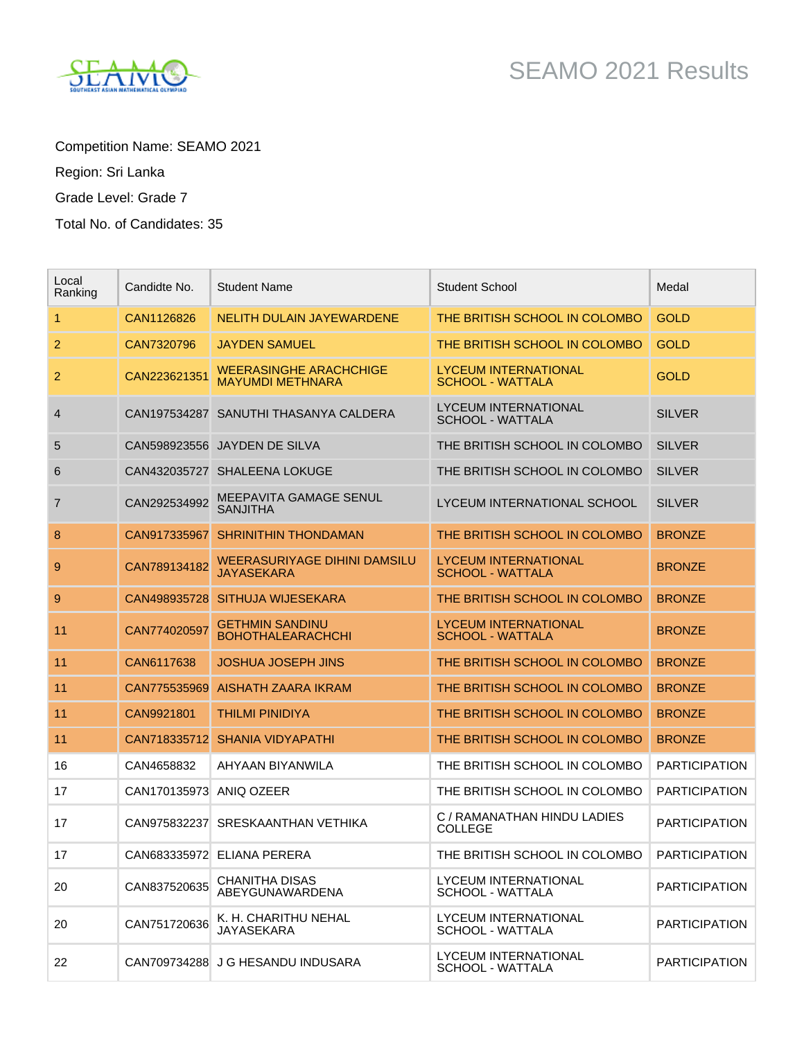# SEAMO 2021 Results

Competition Name: SEAMO 2021

Region: Sri Lanka

Grade Level: Grade 7

Total No. of Candidates: 35

| Local Ranking | Candidte No. | Student Name | Student School | Medal |
|---|---|---|---|---|
| 1 | CAN1126826 | NELITH DULAIN JAYEWARDENE | THE BRITISH SCHOOL IN COLOMBO | GOLD |
| 2 | CAN7320796 | JAYDEN SAMUEL | THE BRITISH SCHOOL IN COLOMBO | GOLD |
| 2 | CAN223621351 | WEERASINGHE ARACHCHIGE MAYUMDI METHNARA | LYCEUM INTERNATIONAL SCHOOL - WATTALA | GOLD |
| 4 | CAN197534287 | SANUTHI THASANYA CALDERA | LYCEUM INTERNATIONAL SCHOOL - WATTALA | SILVER |
| 5 | CAN598923556 | JAYDEN DE SILVA | THE BRITISH SCHOOL IN COLOMBO | SILVER |
| 6 | CAN432035727 | SHALEENA LOKUGE | THE BRITISH SCHOOL IN COLOMBO | SILVER |
| 7 | CAN292534992 | MEEPAVITA GAMAGE SENUL SANJITHA | LYCEUM INTERNATIONAL SCHOOL | SILVER |
| 8 | CAN917335967 | SHRINITHIN THONDAMAN | THE BRITISH SCHOOL IN COLOMBO | BRONZE |
| 9 | CAN789134182 | WEERASURIYAGE DIHINI DAMSILU JAYASEKARA | LYCEUM INTERNATIONAL SCHOOL - WATTALA | BRONZE |
| 9 | CAN498935728 | SITHUJA WIJESEKARA | THE BRITISH SCHOOL IN COLOMBO | BRONZE |
| 11 | CAN774020597 | GETHMIN SANDINU BOHOTHALEARACHCHI | LYCEUM INTERNATIONAL SCHOOL - WATTALA | BRONZE |
| 11 | CAN6117638 | JOSHUA JOSEPH JINS | THE BRITISH SCHOOL IN COLOMBO | BRONZE |
| 11 | CAN775535969 | AISHATH ZAARA IKRAM | THE BRITISH SCHOOL IN COLOMBO | BRONZE |
| 11 | CAN9921801 | THILMI PINIDIYA | THE BRITISH SCHOOL IN COLOMBO | BRONZE |
| 11 | CAN718335712 | SHANIA VIDYAPATHI | THE BRITISH SCHOOL IN COLOMBO | BRONZE |
| 16 | CAN4658832 | AHYAAN BIYANWILA | THE BRITISH SCHOOL IN COLOMBO | PARTICIPATION |
| 17 | CAN170135973 | ANIQ OZEER | THE BRITISH SCHOOL IN COLOMBO | PARTICIPATION |
| 17 | CAN975832237 | SRESKAANTHAN VETHIKA | C / RAMANATHAN HINDU LADIES COLLEGE | PARTICIPATION |
| 17 | CAN683335972 | ELIANA PERERA | THE BRITISH SCHOOL IN COLOMBO | PARTICIPATION |
| 20 | CAN837520635 | CHANITHA DISAS ABEYGUNAWARDENA | LYCEUM INTERNATIONAL SCHOOL - WATTALA | PARTICIPATION |
| 20 | CAN751720636 | K. H. CHARITHU NEHAL JAYASEKARA | LYCEUM INTERNATIONAL SCHOOL - WATTALA | PARTICIPATION |
| 22 | CAN709734288 | J G HESANDU INDUSARA | LYCEUM INTERNATIONAL SCHOOL - WATTALA | PARTICIPATION |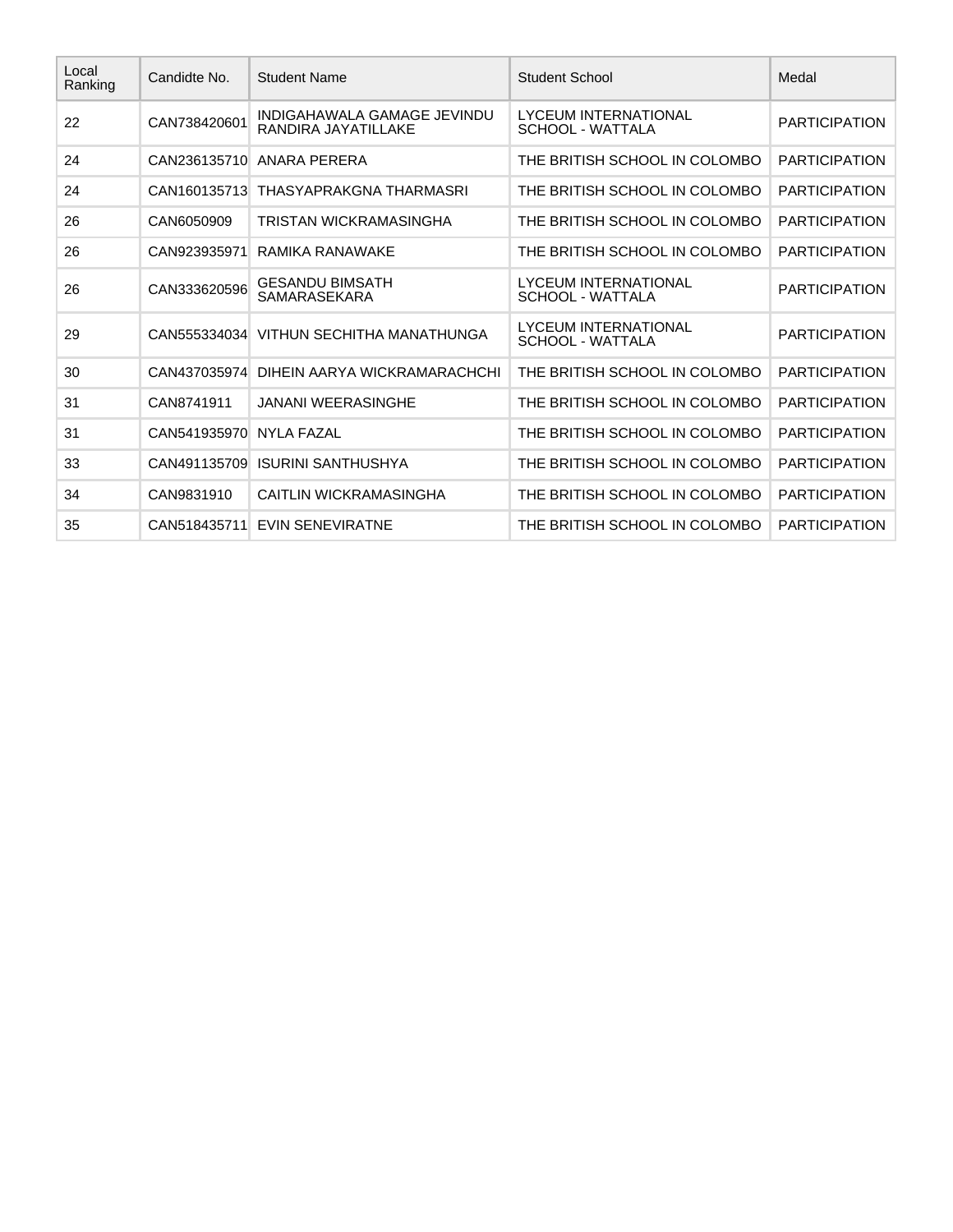| Local Ranking | Candidte No. | Student Name | Student School | Medal |
|---|---|---|---|---|
| 22 | CAN738420601 | INDIGAHAWALA GAMAGE JEVINDU RANDIRA JAYATILLAKE | LYCEUM INTERNATIONAL SCHOOL - WATTALA | PARTICIPATION |
| 24 | CAN236135710 | ANARA PERERA | THE BRITISH SCHOOL IN COLOMBO | PARTICIPATION |
| 24 | CAN160135713 | THASYAPRAKGNA THARMASRI | THE BRITISH SCHOOL IN COLOMBO | PARTICIPATION |
| 26 | CAN6050909 | TRISTAN WICKRAMASINGHA | THE BRITISH SCHOOL IN COLOMBO | PARTICIPATION |
| 26 | CAN923935971 | RAMIKA RANAWAKE | THE BRITISH SCHOOL IN COLOMBO | PARTICIPATION |
| 26 | CAN333620596 | GESANDU BIMSATH SAMARASEKARA | LYCEUM INTERNATIONAL SCHOOL - WATTALA | PARTICIPATION |
| 29 | CAN555334034 | VITHUN SECHITHA MANATHUNGA | LYCEUM INTERNATIONAL SCHOOL - WATTALA | PARTICIPATION |
| 30 | CAN437035974 | DIHEIN AARYA WICKRAMARACHCHI | THE BRITISH SCHOOL IN COLOMBO | PARTICIPATION |
| 31 | CAN8741911 | JANANI WEERASINGHE | THE BRITISH SCHOOL IN COLOMBO | PARTICIPATION |
| 31 | CAN541935970 | NYLA FAZAL | THE BRITISH SCHOOL IN COLOMBO | PARTICIPATION |
| 33 | CAN491135709 | ISURINI SANTHUSHYA | THE BRITISH SCHOOL IN COLOMBO | PARTICIPATION |
| 34 | CAN9831910 | CAITLIN WICKRAMASINGHA | THE BRITISH SCHOOL IN COLOMBO | PARTICIPATION |
| 35 | CAN518435711 | EVIN SENEVIRATNE | THE BRITISH SCHOOL IN COLOMBO | PARTICIPATION |